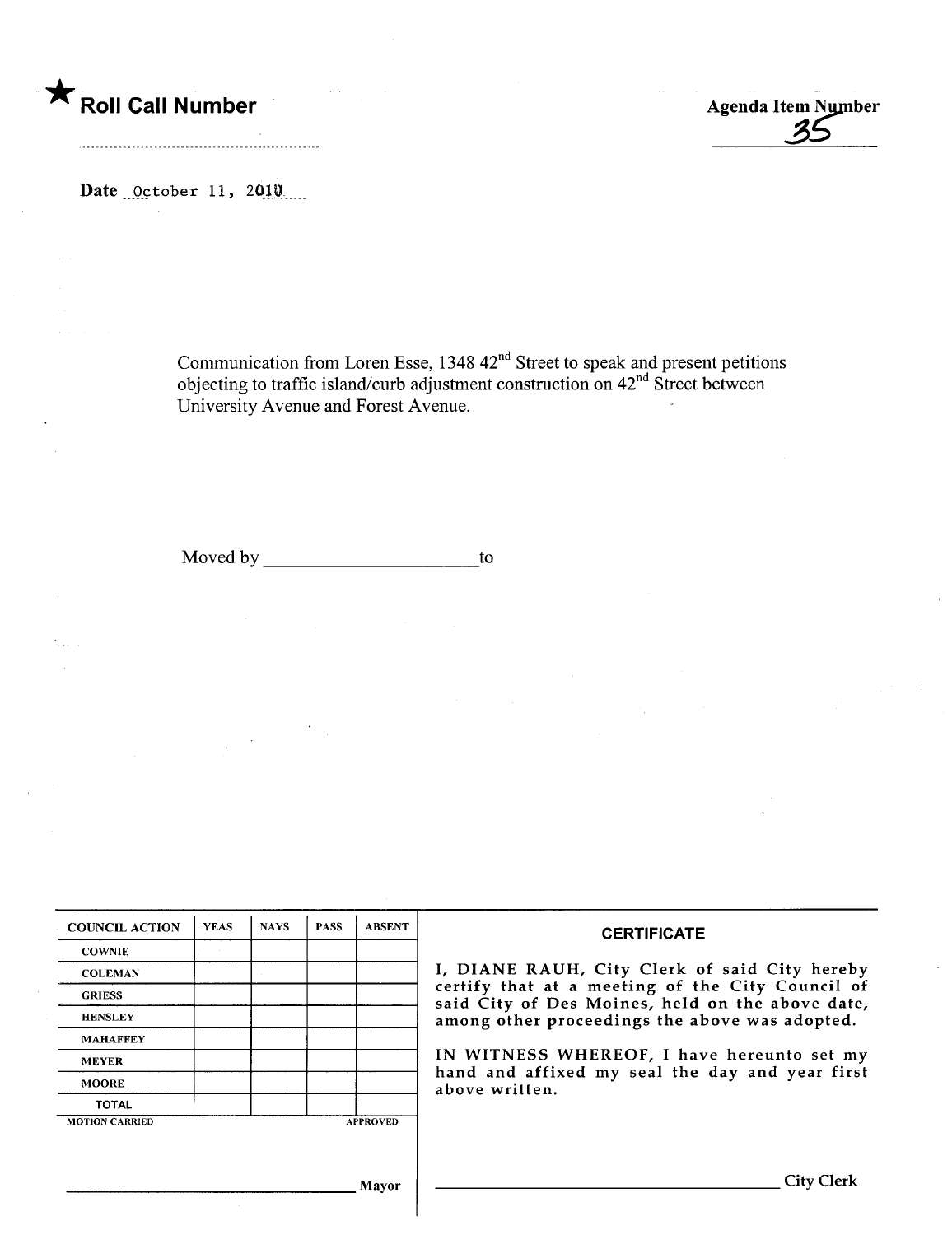★ **Roll Call Number**

**Agenda Item Number**
35

**Date** October 11, 2010

Communication from Loren Esse, 1348 42nd Street to speak and present petitions objecting to traffic island/curb adjustment construction on 42nd Street between University Avenue and Forest Avenue.

Moved by ______________________ to

| COUNCIL ACTION | YEAS | NAYS | PASS | ABSENT |
|---|---|---|---|---|
| COWNIE | | | | |
| COLEMAN | | | | |
| GRIESS | | | | |
| HENSLEY | | | | |
| MAHAFFEY | | | | |
| MEYER | | | | |
| MOORE | | | | |
| TOTAL | | | | |

MOTION CARRIED APPROVED

______________________________ Mayor

**CERTIFICATE**

I, DIANE RAUH, City Clerk of said City hereby certify that at a meeting of the City Council of said City of Des Moines, held on the above date, among other proceedings the above was adopted.

IN WITNESS WHEREOF, I have hereunto set my hand and affixed my seal the day and year first above written.

______________________________ City Clerk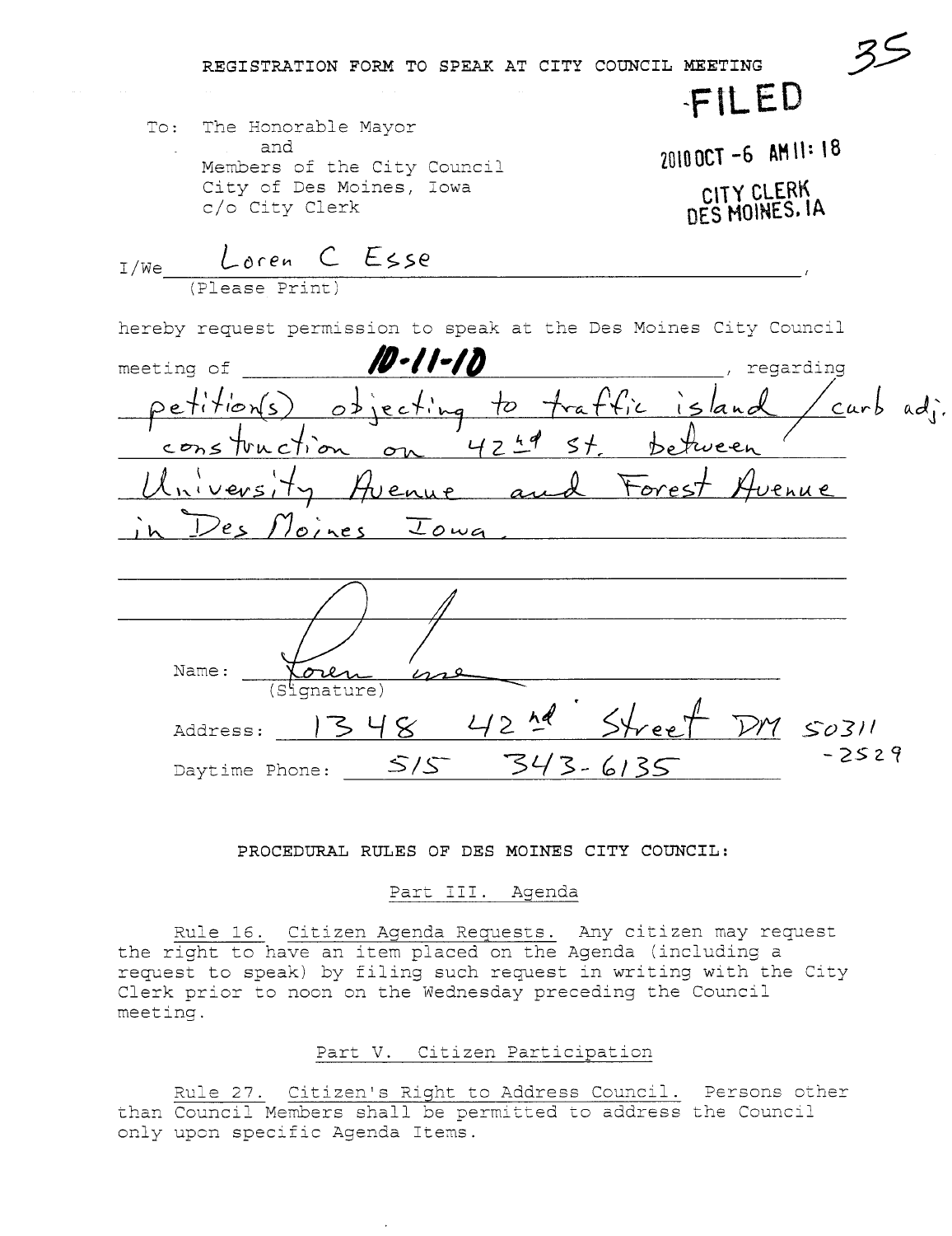35

# REGISTRATION FORM TO SPEAK AT CITY COUNCIL MEETING

FILED

2010 OCT -6 AM 11: 18

CITY CLERK
DES MOINES, IA

To: The Honorable Mayor
and
Members of the City Council
City of Des Moines, Iowa
c/o City Clerk

I/We Loren C Esse,
(Please Print)

hereby request permission to speak at the Des Moines City Council meeting of 10-11-10, regarding petition(s) objecting to traffic island / curb adj. construction on 42nd St. between University Avenue and Forest Avenue in Des Moines Iowa.

Name: Loren Esse
(Signature)

Address: 1348 42nd Street DM 50311-2529

Daytime Phone: 515 343-6135

**PROCEDURAL RULES OF DES MOINES CITY COUNCIL:**

Part III. Agenda

Rule 16. Citizen Agenda Requests. Any citizen may request the right to have an item placed on the Agenda (including a request to speak) by filing such request in writing with the City Clerk prior to noon on the Wednesday preceding the Council meeting.

Part V. Citizen Participation

Rule 27. Citizen's Right to Address Council. Persons other than Council Members shall be permitted to address the Council only upon specific Agenda Items.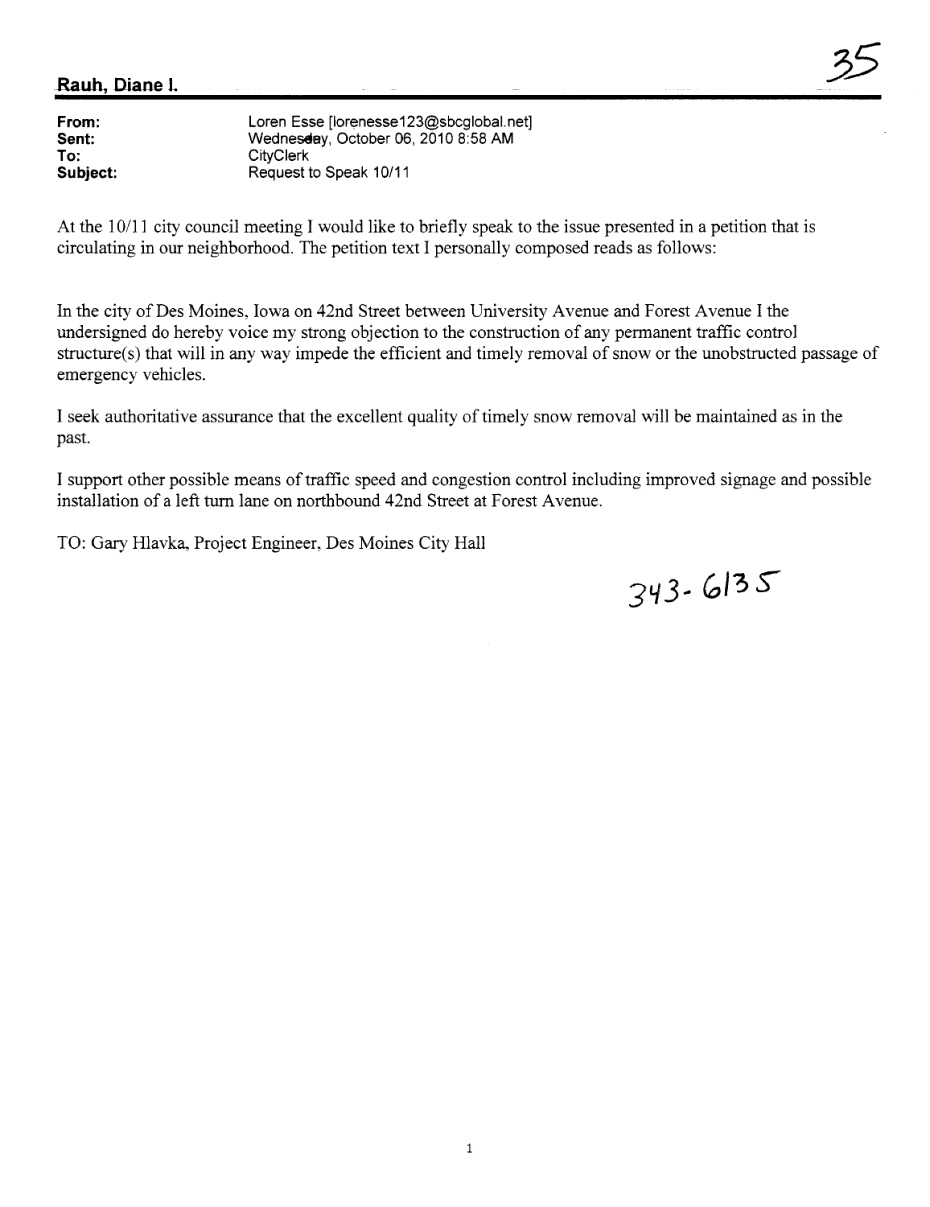**Rauh, Diane I.**

35

**From:** Loren Esse [lorenesse123@sbcglobal.net]
**Sent:** Wednesday, October 06, 2010 8:58 AM
**To:** CityClerk
**Subject:** Request to Speak 10/11

At the 10/11 city council meeting I would like to briefly speak to the issue presented in a petition that is circulating in our neighborhood. The petition text I personally composed reads as follows:

In the city of Des Moines, Iowa on 42nd Street between University Avenue and Forest Avenue I the undersigned do hereby voice my strong objection to the construction of any permanent traffic control structure(s) that will in any way impede the efficient and timely removal of snow or the unobstructed passage of emergency vehicles.

I seek authoritative assurance that the excellent quality of timely snow removal will be maintained as in the past.

I support other possible means of traffic speed and congestion control including improved signage and possible installation of a left turn lane on northbound 42nd Street at Forest Avenue.

TO: Gary Hlavka, Project Engineer, Des Moines City Hall

343-6135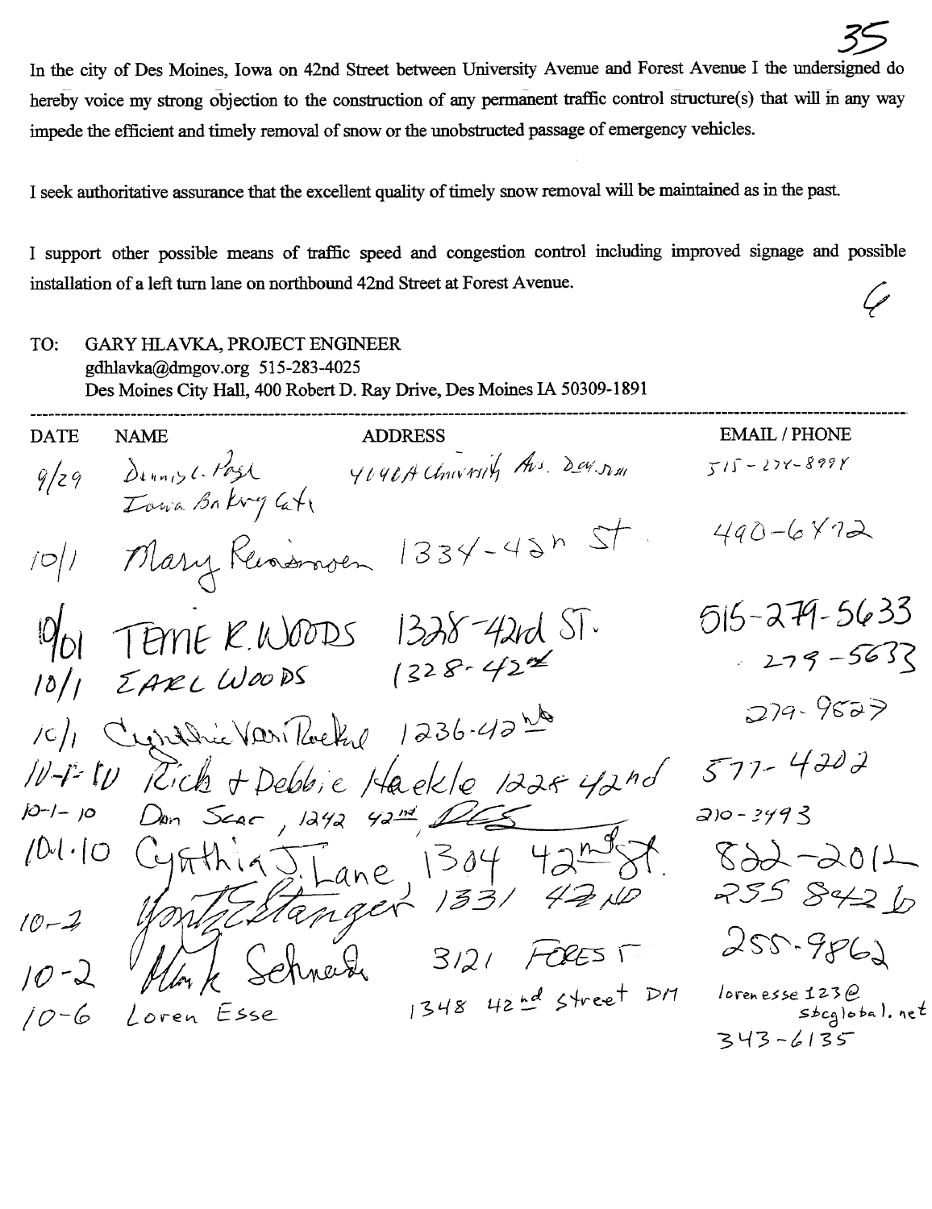In the city of Des Moines, Iowa on 42nd Street between University Avenue and Forest Avenue I the undersigned do hereby voice my strong objection to the construction of any permanent traffic control structure(s) that will in any way impede the efficient and timely removal of snow or the unobstructed passage of emergency vehicles.

I seek authoritative assurance that the excellent quality of timely snow removal will be maintained as in the past.

I support other possible means of traffic speed and congestion control including improved signage and possible installation of a left turn lane on northbound 42nd Street at Forest Avenue.

TO: GARY HLAVKA, PROJECT ENGINEER
gdhlavka@dmgov.org 515-283-4025
Des Moines City Hall, 400 Robert D. Ray Drive, Des Moines IA 50309-1891

| DATE | NAME | ADDRESS | EMAIL / PHONE |
|---|---|---|---|
| 9/29 | Dennis L. Pash, Iowa Bakery Cafe | 4040A University Ave. Des. M | 515-274-8998 |
| 10/1 | Mary Rasmussen | 1334-42nd St. | 490-6872 |
| 10/01 | TERRIE R. WOODS | 1328-42nd ST. | 515-279-5633 |
| 10/1 | EARL WOODS | 1328-42nd | 279-5633 |
| 10/1 | Cynthia VanRoekel | 1236-42nd | 279-9527 |
| 10-1-10 | Rick + Debbie Haekle | 1228 42nd | 577-4202 |
| 10-1-10 | Dan Sear | 1242 42nd | 210-3493 |
| 10.1.10 | Cynthia J. Lane | 1304 42nd St. | 822-2012 |
| 10-2 | Yontz Stanger | 1331 42ND | 255 8426 |
| 10-2 | Mark Schnack | 3121 FOREST | 255-9862 |
| 10-6 | Loren Esse | 1348 42nd Street DM | lorenesse123@sbcglobal.net 343-6135 |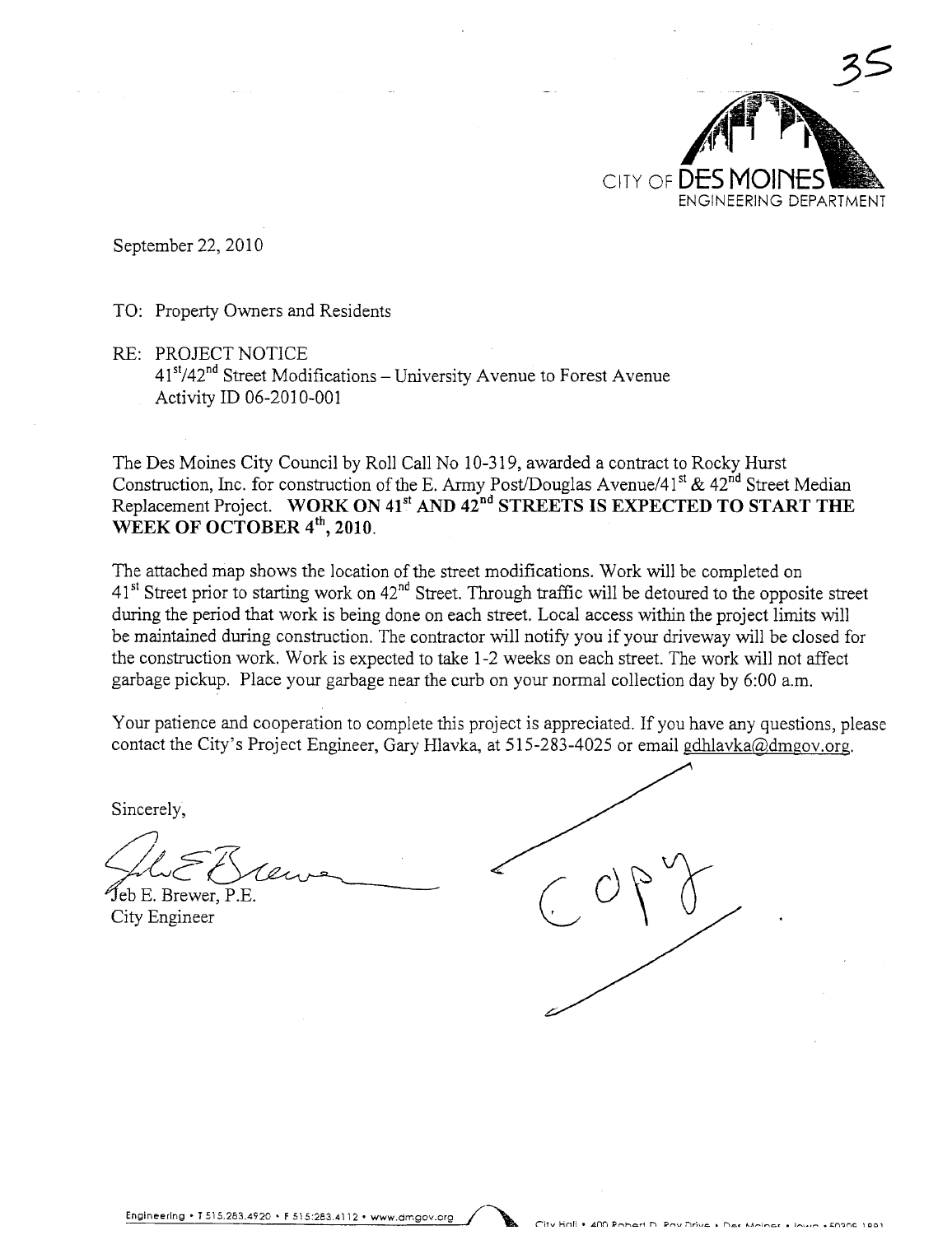35

CITY OF DES MOINES
ENGINEERING DEPARTMENT

September 22, 2010

TO: Property Owners and Residents

RE: PROJECT NOTICE
41st/42nd Street Modifications – University Avenue to Forest Avenue
Activity ID 06-2010-001

The Des Moines City Council by Roll Call No 10-319, awarded a contract to Rocky Hurst Construction, Inc. for construction of the E. Army Post/Douglas Avenue/41st & 42nd Street Median Replacement Project. **WORK ON 41st AND 42nd STREETS IS EXPECTED TO START THE WEEK OF OCTOBER 4th, 2010.**

The attached map shows the location of the street modifications. Work will be completed on 41st Street prior to starting work on 42nd Street. Through traffic will be detoured to the opposite street during the period that work is being done on each street. Local access within the project limits will be maintained during construction. The contractor will notify you if your driveway will be closed for the construction work. Work is expected to take 1-2 weeks on each street. The work will not affect garbage pickup. Place your garbage near the curb on your normal collection day by 6:00 a.m.

Your patience and cooperation to complete this project is appreciated. If you have any questions, please contact the City's Project Engineer, Gary Hlavka, at 515-283-4025 or email gdhlavka@dmgov.org.

Sincerely,

Jeb E. Brewer, P.E.
City Engineer

Copy

Engineering • T 515.283.4920 • F 515.283.4112 • www.dmgov.org

City Hall • 400 Robert D. Ray Drive • Des Moines • Iowa • 50309-1891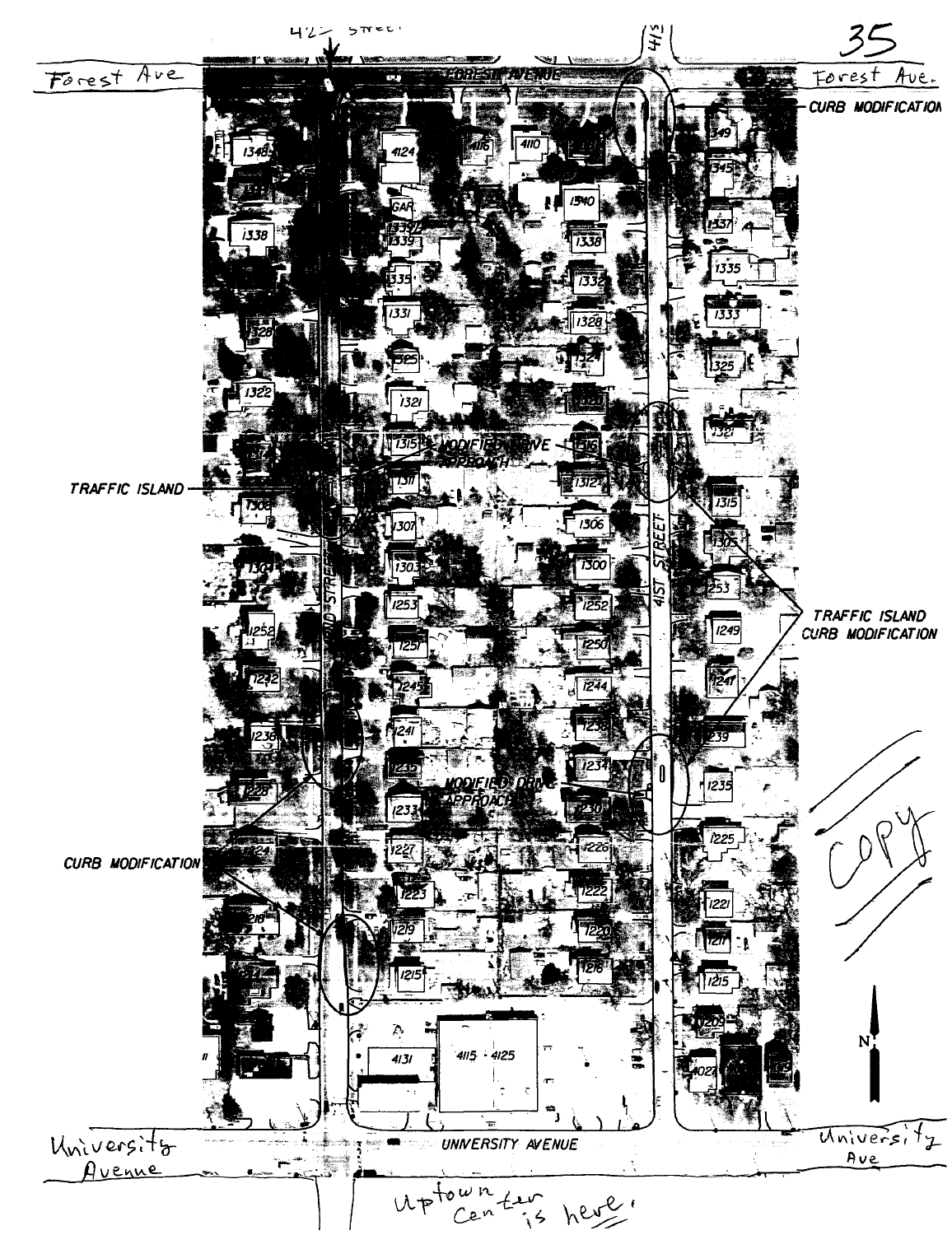42nd Street

Forest Ave

FOREST AVENUE

Forest Ave.

CURB MODIFICATION

TRAFFIC ISLAND

MODIFIED DRIVE APPROACH

42ND STREET

41ST STREET

TRAFFIC ISLAND CURB MODIFICATION

MODIFIED DRIVE APPROACH

CURB MODIFICATION

Copy

N

University Avenue

UNIVERSITY AVENUE

University Ave

Uptown Center is here.